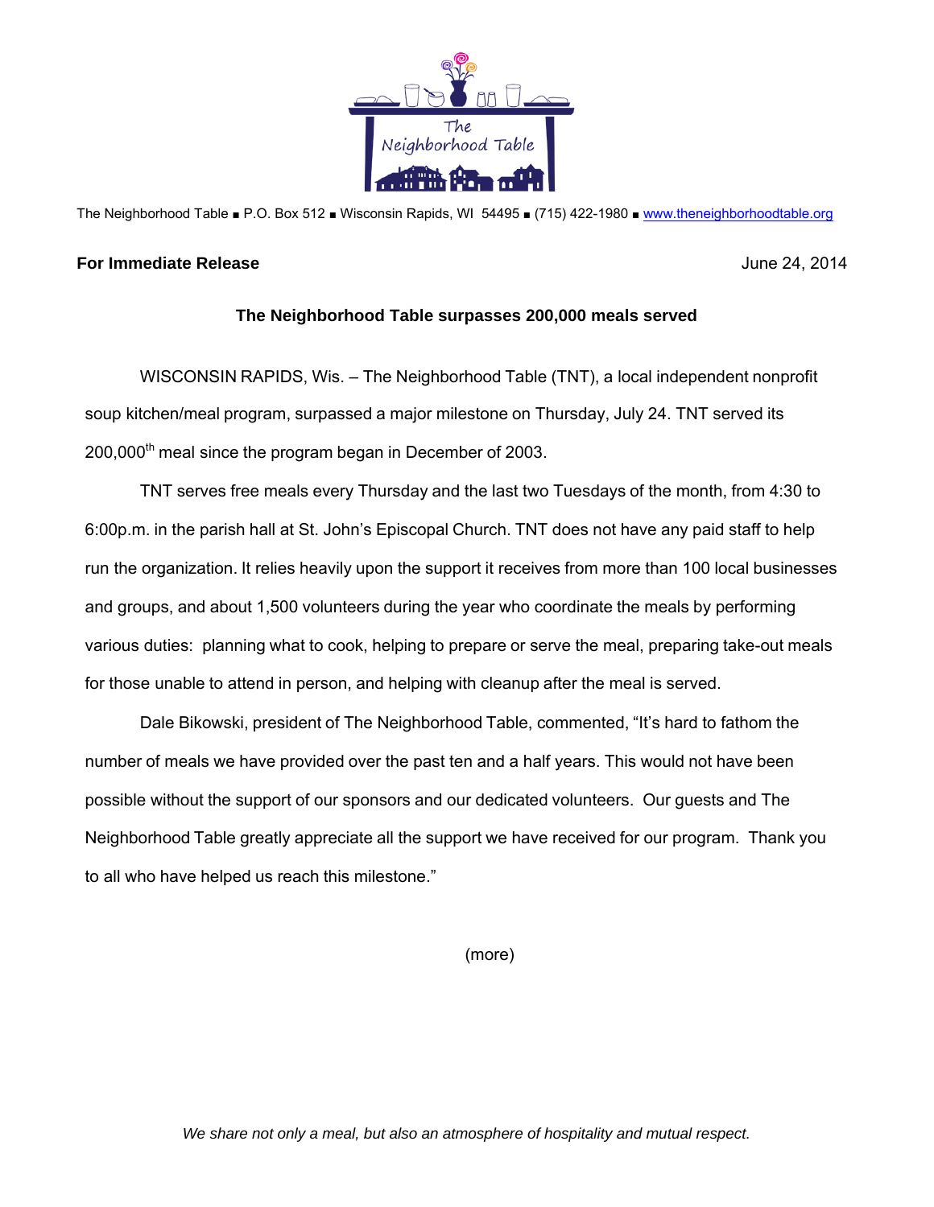The Neighborhood Table ■ P.O. Box 512 ■ Wisconsin Rapids, WI 54495 ■ (715) 422-1980 ■ www.theneighborhoodtable.org

**For Immediate Release** June 24, 2014

**The Neighborhood Table surpasses 200,000 meals served**

WISCONSIN RAPIDS, Wis. – The Neighborhood Table (TNT), a local independent nonprofit soup kitchen/meal program, surpassed a major milestone on Thursday, July 24. TNT served its 200,000th meal since the program began in December of 2003.

TNT serves free meals every Thursday and the last two Tuesdays of the month, from 4:30 to 6:00p.m. in the parish hall at St. John's Episcopal Church. TNT does not have any paid staff to help run the organization. It relies heavily upon the support it receives from more than 100 local businesses and groups, and about 1,500 volunteers during the year who coordinate the meals by performing various duties: planning what to cook, helping to prepare or serve the meal, preparing take-out meals for those unable to attend in person, and helping with cleanup after the meal is served.

Dale Bikowski, president of The Neighborhood Table, commented, "It's hard to fathom the number of meals we have provided over the past ten and a half years. This would not have been possible without the support of our sponsors and our dedicated volunteers. Our guests and The Neighborhood Table greatly appreciate all the support we have received for our program. Thank you to all who have helped us reach this milestone."

(more)

*We share not only a meal, but also an atmosphere of hospitality and mutual respect.*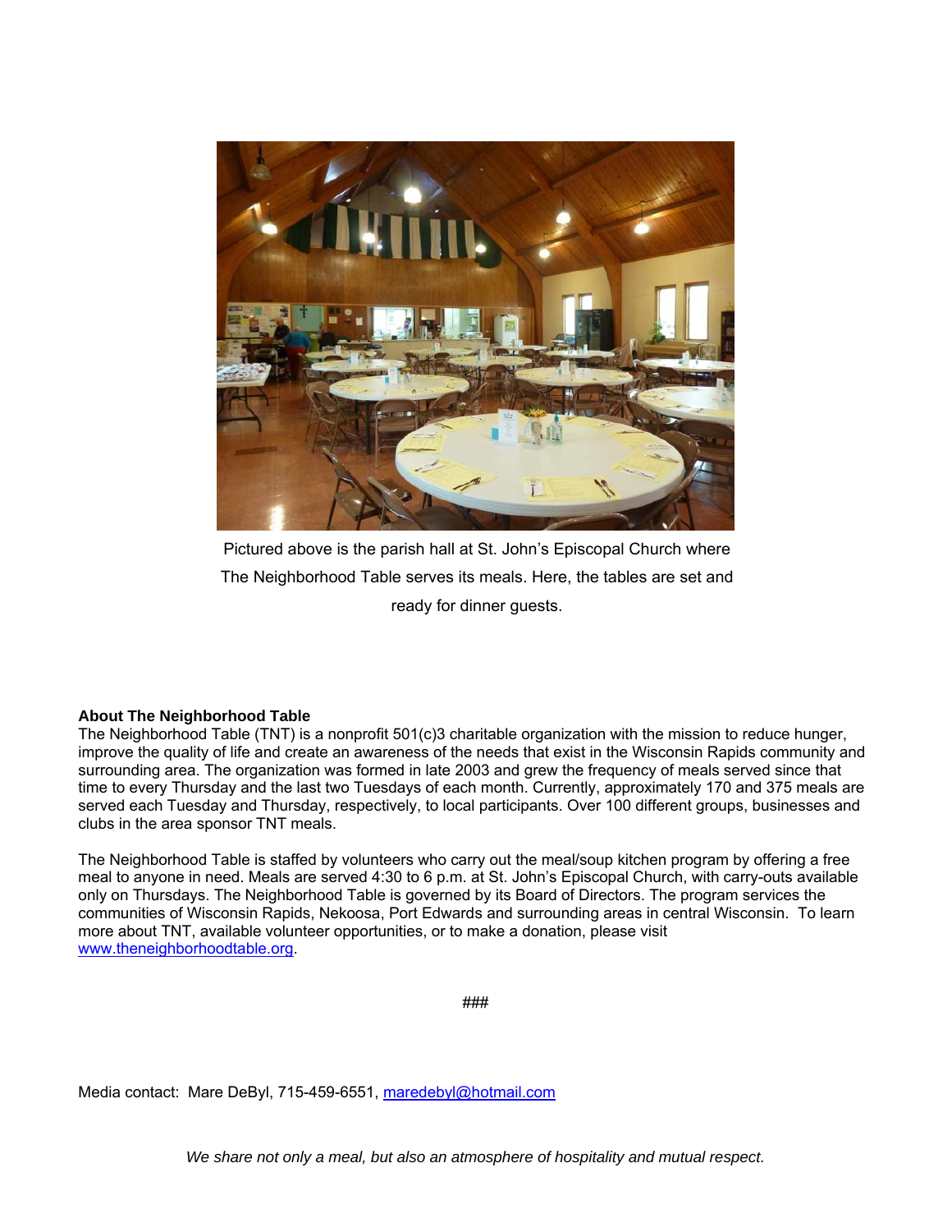Pictured above is the parish hall at St. John's Episcopal Church where The Neighborhood Table serves its meals. Here, the tables are set and ready for dinner guests.

**About The Neighborhood Table**

The Neighborhood Table (TNT) is a nonprofit 501(c)3 charitable organization with the mission to reduce hunger, improve the quality of life and create an awareness of the needs that exist in the Wisconsin Rapids community and surrounding area. The organization was formed in late 2003 and grew the frequency of meals served since that time to every Thursday and the last two Tuesdays of each month. Currently, approximately 170 and 375 meals are served each Tuesday and Thursday, respectively, to local participants. Over 100 different groups, businesses and clubs in the area sponsor TNT meals.

The Neighborhood Table is staffed by volunteers who carry out the meal/soup kitchen program by offering a free meal to anyone in need. Meals are served 4:30 to 6 p.m. at St. John's Episcopal Church, with carry-outs available only on Thursdays. The Neighborhood Table is governed by its Board of Directors. The program services the communities of Wisconsin Rapids, Nekoosa, Port Edwards and surrounding areas in central Wisconsin. To learn more about TNT, available volunteer opportunities, or to make a donation, please visit www.theneighborhoodtable.org.

###

Media contact: Mare DeByl, 715-459-6551, maredebyl@hotmail.com

*We share not only a meal, but also an atmosphere of hospitality and mutual respect.*